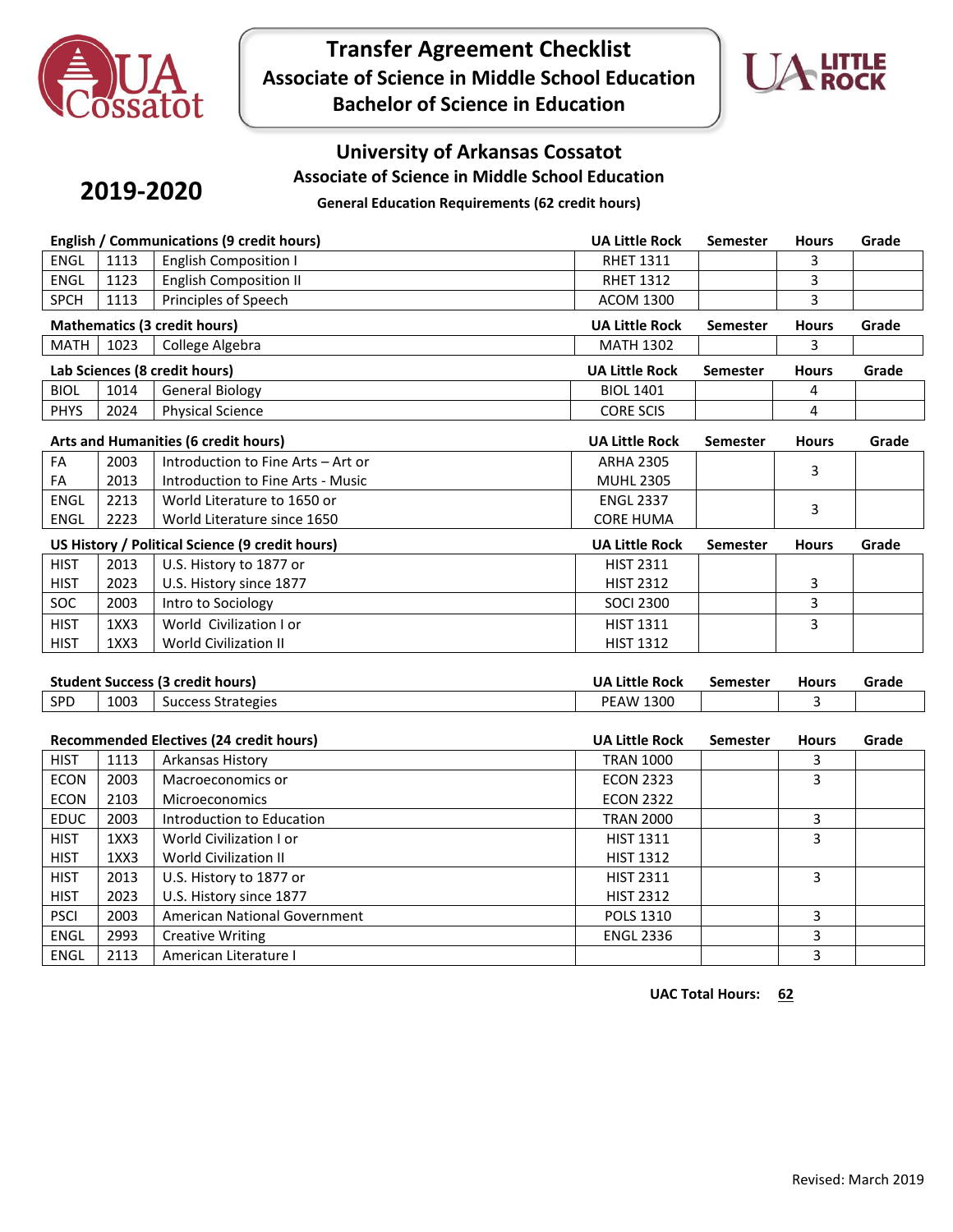# Transfer Agreement Checklist
## Associate of Science in Middle School Education
## Bachelor of Science in Education

## University of Arkansas Cossatot
### Associate of Science in Middle School Education

**2019-2020**

**General Education Requirements (62 credit hours)**

| English / Communications (9 credit hours) | | | UA Little Rock | Semester | Hours | Grade |
|---|---|---|---|---|---|---|
| ENGL | 1113 | English Composition I | RHET 1311 | | 3 | |
| ENGL | 1123 | English Composition II | RHET 1312 | | 3 | |
| SPCH | 1113 | Principles of Speech | ACOM 1300 | | 3 | |

| Mathematics (3 credit hours) | | | UA Little Rock | Semester | Hours | Grade |
|---|---|---|---|---|---|---|
| MATH | 1023 | College Algebra | MATH 1302 | | 3 | |

| Lab Sciences (8 credit hours) | | | UA Little Rock | Semester | Hours | Grade |
|---|---|---|---|---|---|---|
| BIOL | 1014 | General Biology | BIOL 1401 | | 4 | |
| PHYS | 2024 | Physical Science | CORE SCIS | | 4 | |

| Arts and Humanities (6 credit hours) | | | UA Little Rock | Semester | Hours | Grade |
|---|---|---|---|---|---|---|
| FA | 2003 | Introduction to Fine Arts – Art or | ARHA 2305 | | 3 | |
| FA | 2013 | Introduction to Fine Arts - Music | MUHL 2305 | | | |
| ENGL | 2213 | World Literature to 1650 or | ENGL 2337 | | 3 | |
| ENGL | 2223 | World Literature since 1650 | CORE HUMA | | | |

| US History / Political Science (9 credit hours) | | | UA Little Rock | Semester | Hours | Grade |
|---|---|---|---|---|---|---|
| HIST | 2013 | U.S. History to 1877 or | HIST 2311 | | | |
| HIST | 2023 | U.S. History since 1877 | HIST 2312 | | 3 | |
| SOC | 2003 | Intro to Sociology | SOCI 2300 | | 3 | |
| HIST | 1XX3 | World Civilization I or | HIST 1311 | | 3 | |
| HIST | 1XX3 | World Civilization II | HIST 1312 | | | |

| Student Success (3 credit hours) | | | UA Little Rock | Semester | Hours | Grade |
|---|---|---|---|---|---|---|
| SPD | 1003 | Success Strategies | PEAW 1300 | | 3 | |

| Recommended Electives (24 credit hours) | | | UA Little Rock | Semester | Hours | Grade |
|---|---|---|---|---|---|---|
| HIST | 1113 | Arkansas History | TRAN 1000 | | 3 | |
| ECON | 2003 | Macroeconomics or | ECON 2323 | | 3 | |
| ECON | 2103 | Microeconomics | ECON 2322 | | | |
| EDUC | 2003 | Introduction to Education | TRAN 2000 | | 3 | |
| HIST | 1XX3 | World Civilization I or | HIST 1311 | | 3 | |
| HIST | 1XX3 | World Civilization II | HIST 1312 | | | |
| HIST | 2013 | U.S. History to 1877 or | HIST 2311 | | 3 | |
| HIST | 2023 | U.S. History since 1877 | HIST 2312 | | | |
| PSCI | 2003 | American National Government | POLS 1310 | | 3 | |
| ENGL | 2993 | Creative Writing | ENGL 2336 | | 3 | |
| ENGL | 2113 | American Literature I | | | 3 | |

**UAC Total Hours:** **62**

Revised: March 2019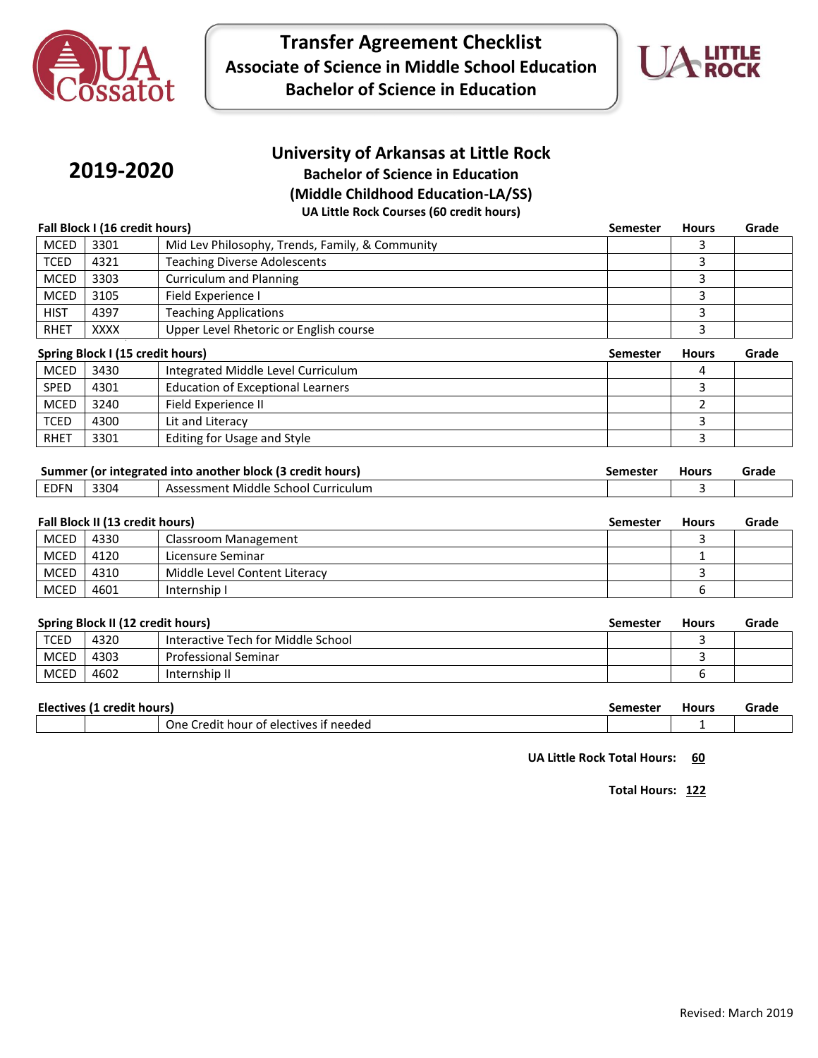# Transfer Agreement Checklist
## Associate of Science in Middle School Education
## Bachelor of Science in Education

**2019-2020**

## University of Arkansas at Little Rock
### Bachelor of Science in Education
### (Middle Childhood Education-LA/SS)
**UA Little Rock Courses (60 credit hours)**

| Fall Block I (16 credit hours) | | | Semester | Hours | Grade |
|---|---|---|---|---|---|
| MCED | 3301 | Mid Lev Philosophy, Trends, Family, & Community | | 3 | |
| TCED | 4321 | Teaching Diverse Adolescents | | 3 | |
| MCED | 3303 | Curriculum and Planning | | 3 | |
| MCED | 3105 | Field Experience I | | 3 | |
| HIST | 4397 | Teaching Applications | | 3 | |
| RHET | XXXX | Upper Level Rhetoric or English course | | 3 | |

| Spring Block I (15 credit hours) | | | Semester | Hours | Grade |
|---|---|---|---|---|---|
| MCED | 3430 | Integrated Middle Level Curriculum | | 4 | |
| SPED | 4301 | Education of Exceptional Learners | | 3 | |
| MCED | 3240 | Field Experience II | | 2 | |
| TCED | 4300 | Lit and Literacy | | 3 | |
| RHET | 3301 | Editing for Usage and Style | | 3 | |

| Summer (or integrated into another block (3 credit hours) | | | Semester | Hours | Grade |
|---|---|---|---|---|---|
| EDFN | 3304 | Assessment Middle School Curriculum | | 3 | |

| Fall Block II (13 credit hours) | | | Semester | Hours | Grade |
|---|---|---|---|---|---|
| MCED | 4330 | Classroom Management | | 3 | |
| MCED | 4120 | Licensure Seminar | | 1 | |
| MCED | 4310 | Middle Level Content Literacy | | 3 | |
| MCED | 4601 | Internship I | | 6 | |

| Spring Block II (12 credit hours) | | | Semester | Hours | Grade |
|---|---|---|---|---|---|
| TCED | 4320 | Interactive Tech for Middle School | | 3 | |
| MCED | 4303 | Professional Seminar | | 3 | |
| MCED | 4602 | Internship II | | 6 | |

| Electives (1 credit hours) | | | Semester | Hours | Grade |
|---|---|---|---|---|---|
| | | One Credit hour of electives if needed | | 1 | |

**UA Little Rock Total Hours: 60**

**Total Hours: 122**

Revised: March 2019